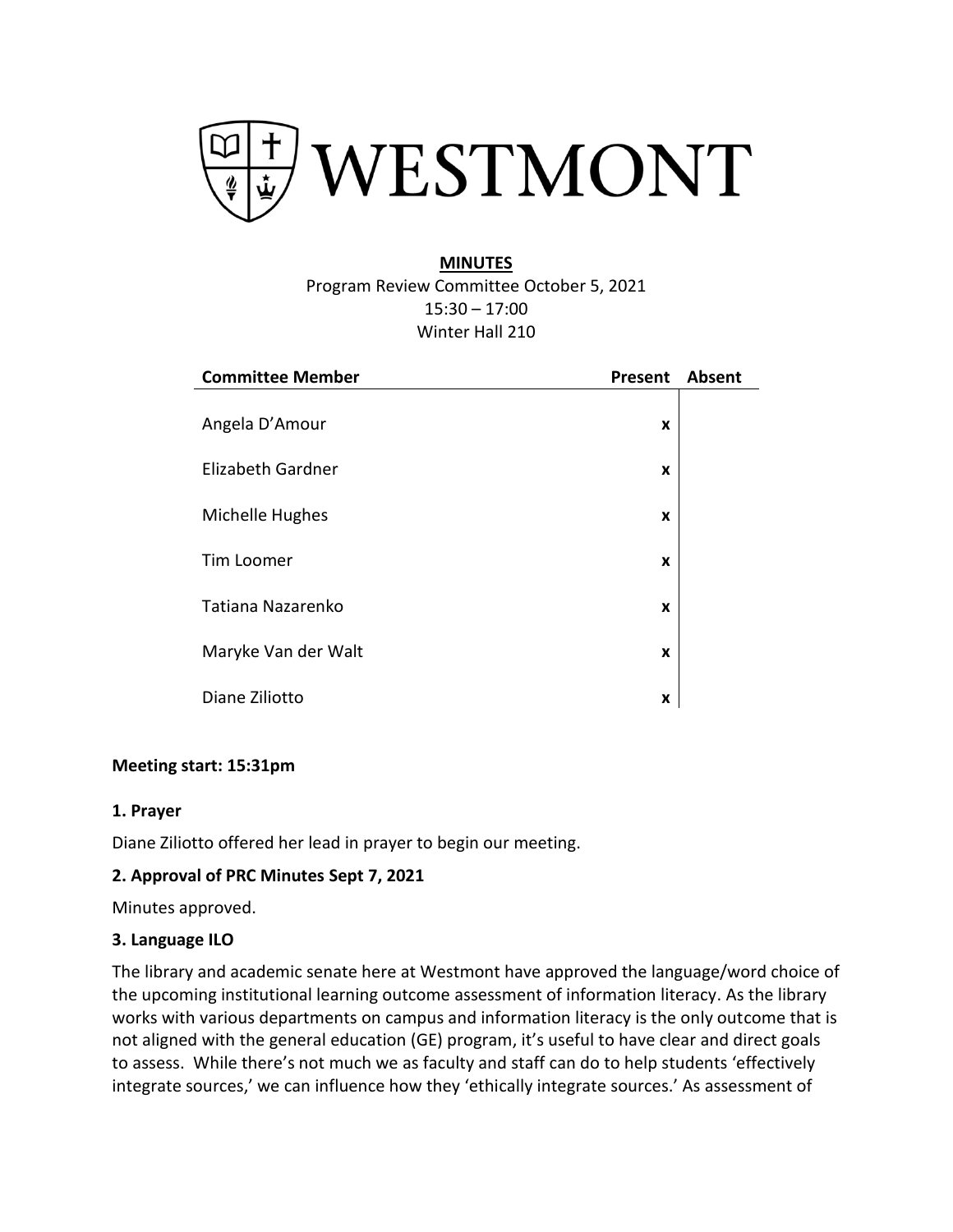# WESTMONT

**MINUTES**

Program Review Committee October 5, 2021

15:30 – 17:00

Winter Hall 210

| Committee Member | Present | Absent |
|---|---|---|
| Angela D'Amour | x | |
| Elizabeth Gardner | x | |
| Michelle Hughes | x | |
| Tim Loomer | x | |
| Tatiana Nazarenko | x | |
| Maryke Van der Walt | x | |
| Diane Ziliotto | x | |

**Meeting start: 15:31pm**

**1. Prayer**

Diane Ziliotto offered her lead in prayer to begin our meeting.

**2. Approval of PRC Minutes Sept 7, 2021**

Minutes approved.

**3. Language ILO**

The library and academic senate here at Westmont have approved the language/word choice of the upcoming institutional learning outcome assessment of information literacy. As the library works with various departments on campus and information literacy is the only outcome that is not aligned with the general education (GE) program, it's useful to have clear and direct goals to assess. While there's not much we as faculty and staff can do to help students 'effectively integrate sources,' we can influence how they 'ethically integrate sources.' As assessment of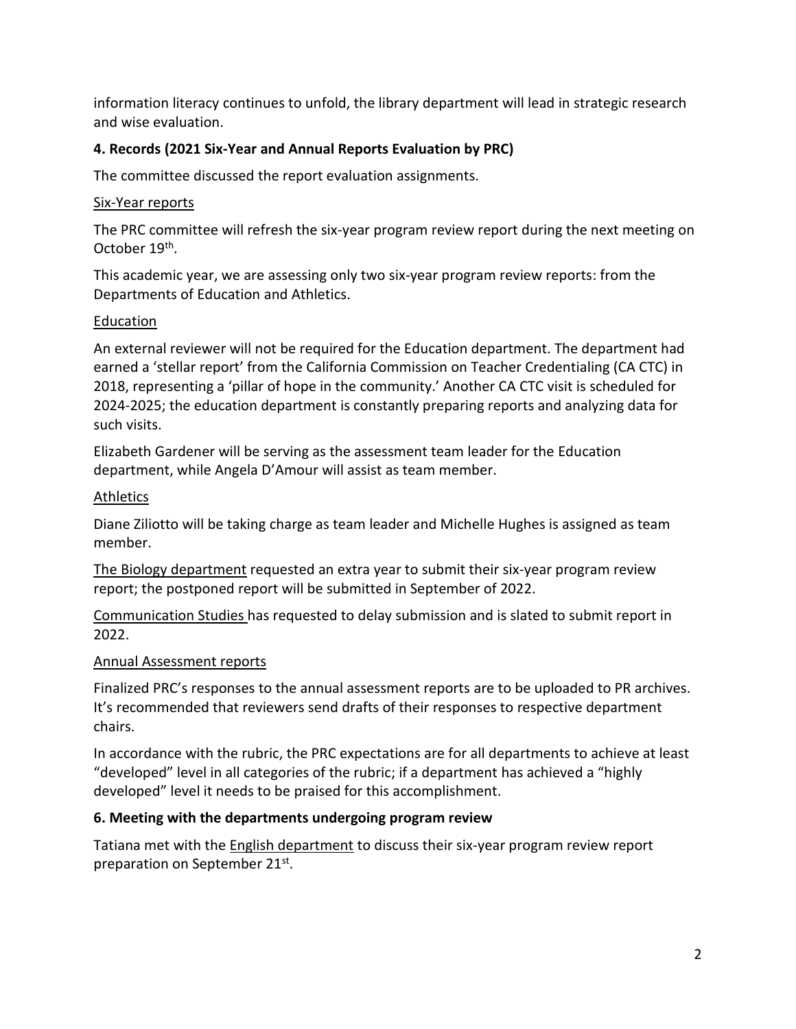information literacy continues to unfold, the library department will lead in strategic research and wise evaluation.

**4. Records (2021 Six-Year and Annual Reports Evaluation by PRC)**

The committee discussed the report evaluation assignments.

Six-Year reports

The PRC committee will refresh the six-year program review report during the next meeting on October 19th.

This academic year, we are assessing only two six-year program review reports: from the Departments of Education and Athletics.

Education

An external reviewer will not be required for the Education department. The department had earned a 'stellar report' from the California Commission on Teacher Credentialing (CA CTC) in 2018, representing a 'pillar of hope in the community.' Another CA CTC visit is scheduled for 2024-2025; the education department is constantly preparing reports and analyzing data for such visits.

Elizabeth Gardener will be serving as the assessment team leader for the Education department, while Angela D'Amour will assist as team member.

Athletics

Diane Ziliotto will be taking charge as team leader and Michelle Hughes is assigned as team member.

The Biology department requested an extra year to submit their six-year program review report; the postponed report will be submitted in September of 2022.

Communication Studies has requested to delay submission and is slated to submit report in 2022.

Annual Assessment reports

Finalized PRC's responses to the annual assessment reports are to be uploaded to PR archives. It's recommended that reviewers send drafts of their responses to respective department chairs.

In accordance with the rubric, the PRC expectations are for all departments to achieve at least "developed" level in all categories of the rubric; if a department has achieved a "highly developed" level it needs to be praised for this accomplishment.

**6. Meeting with the departments undergoing program review**

Tatiana met with the English department to discuss their six-year program review report preparation on September 21st.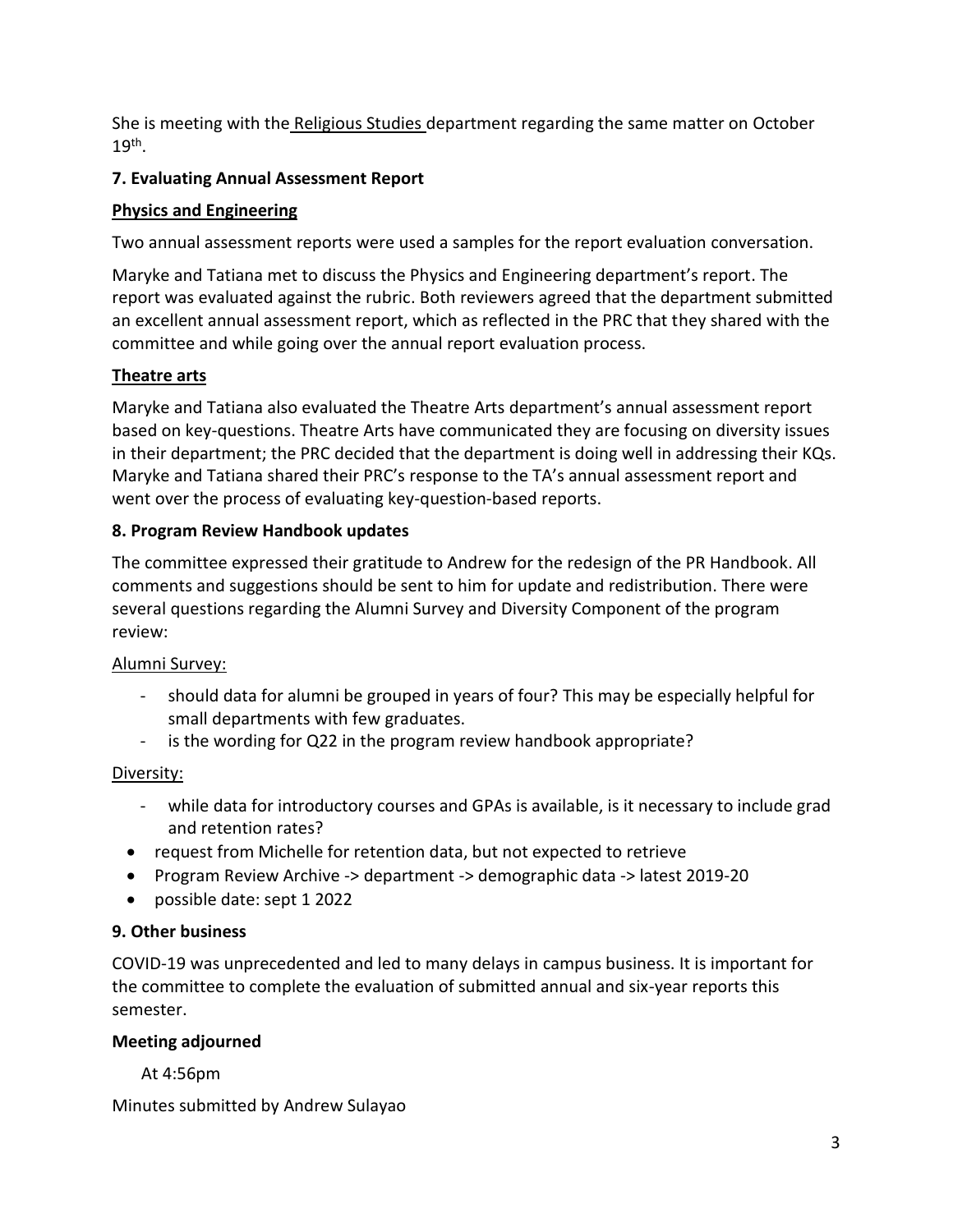She is meeting with the Religious Studies department regarding the same matter on October 19th.

**7. Evaluating Annual Assessment Report**

**Physics and Engineering**

Two annual assessment reports were used a samples for the report evaluation conversation.

Maryke and Tatiana met to discuss the Physics and Engineering department's report. The report was evaluated against the rubric. Both reviewers agreed that the department submitted an excellent annual assessment report, which as reflected in the PRC that they shared with the committee and while going over the annual report evaluation process.

**Theatre arts**

Maryke and Tatiana also evaluated the Theatre Arts department's annual assessment report based on key-questions. Theatre Arts have communicated they are focusing on diversity issues in their department; the PRC decided that the department is doing well in addressing their KQs. Maryke and Tatiana shared their PRC's response to the TA's annual assessment report and went over the process of evaluating key-question-based reports.

**8. Program Review Handbook updates**

The committee expressed their gratitude to Andrew for the redesign of the PR Handbook. All comments and suggestions should be sent to him for update and redistribution. There were several questions regarding the Alumni Survey and Diversity Component of the program review:

Alumni Survey:

- should data for alumni be grouped in years of four? This may be especially helpful for small departments with few graduates.
- is the wording for Q22 in the program review handbook appropriate?

Diversity:

- while data for introductory courses and GPAs is available, is it necessary to include grad and retention rates?

* request from Michelle for retention data, but not expected to retrieve
* Program Review Archive -> department -> demographic data -> latest 2019-20
* possible date: sept 1 2022

**9. Other business**

COVID-19 was unprecedented and led to many delays in campus business. It is important for the committee to complete the evaluation of submitted annual and six-year reports this semester.

**Meeting adjourned**

At 4:56pm

Minutes submitted by Andrew Sulayao